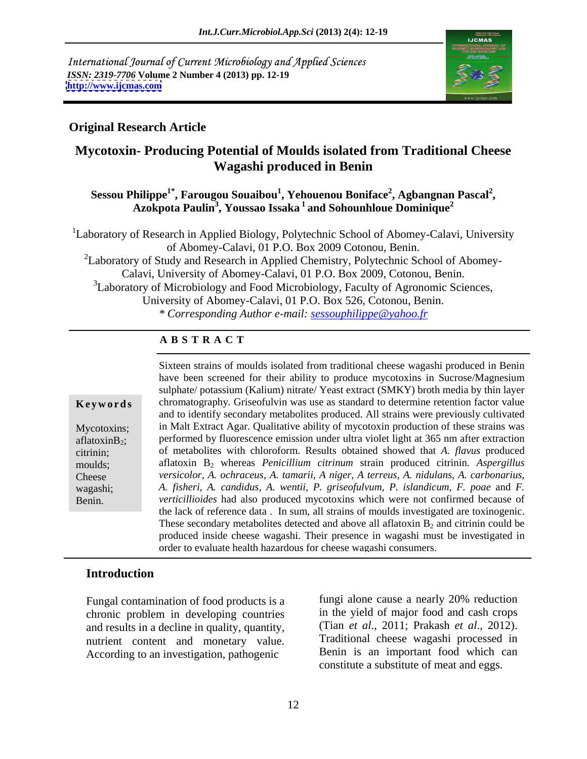International Journal of Current Microbiology and Applied Sciences
*ISSN: 2319-7706* **Volume 2 Number 4 (2013) pp. 12-19**
**http://www.ijcmas.com**

**Original Research Article**

# Mycotoxin- Producing Potential of Moulds isolated from Traditional Cheese Wagashi produced in Benin

**Sessou Philippe[1*], Farougou Souaibou[1], Yehouenou Boniface[2], Agbangnan Pascal[2], Azokpota Paulin[3], Youssao Issaka [1] and Sohounhloue Dominique[2]**

[1]Laboratory of Research in Applied Biology, Polytechnic School of Abomey-Calavi, University of Abomey-Calavi, 01 P.O. Box 2009 Cotonou, Benin.
[2]Laboratory of Study and Research in Applied Chemistry, Polytechnic School of Abomey-Calavi, University of Abomey-Calavi, 01 P.O. Box 2009, Cotonou, Benin.
[3]Laboratory of Microbiology and Food Microbiology, Faculty of Agronomic Sciences, University of Abomey-Calavi, 01 P.O. Box 526, Cotonou, Benin.
*\* Corresponding Author e-mail: sessouphilippe@yahoo.fr*

**A B S T R A C T**

**Keywords**

Mycotoxins; aflatoxin$B_2$; citrinin; moulds; Cheese wagashi; Benin.

Sixteen strains of moulds isolated from traditional cheese wagashi produced in Benin have been screened for their ability to produce mycotoxins in Sucrose/Magnesium sulphate/ potassium (Kalium) nitrate/ Yeast extract (SMKY) broth media by thin layer chromatography. Griseofulvin was use as standard to determine retention factor value and to identify secondary metabolites produced. All strains were previously cultivated in Malt Extract Agar. Qualitative ability of mycotoxin production of these strains was performed by fluorescence emission under ultra violet light at 365 nm after extraction of metabolites with chloroform. Results obtained showed that *A. flavus* produced aflatoxin $B_2$ whereas *Penicillium citrinum* strain produced citrinin. *Aspergillus versicolor, A. ochraceus, A. tamarii, A niger, A terreus, A. nidulans, A. carbonarius, A. fisheri, A. candidus, A. wentii, P. griseofulvum, P. islandicum, F. poae* and *F. verticillioides* had also produced mycotoxins which were not confirmed because of the lack of reference data . In sum, all strains of moulds investigated are toxinogenic. These secondary metabolites detected and above all aflatoxin $B_2$ and citrinin could be produced inside cheese wagashi. Their presence in wagashi must be investigated in order to evaluate health hazardous for cheese wagashi consumers.

## Introduction

Fungal contamination of food products is a chronic problem in developing countries and results in a decline in quality, quantity, nutrient content and monetary value. According to an investigation, pathogenic fungi alone cause a nearly 20% reduction in the yield of major food and cash crops (Tian *et al*., 2011; Prakash *et al*., 2012). Traditional cheese wagashi processed in Benin is an important food which can constitute a substitute of meat and eggs.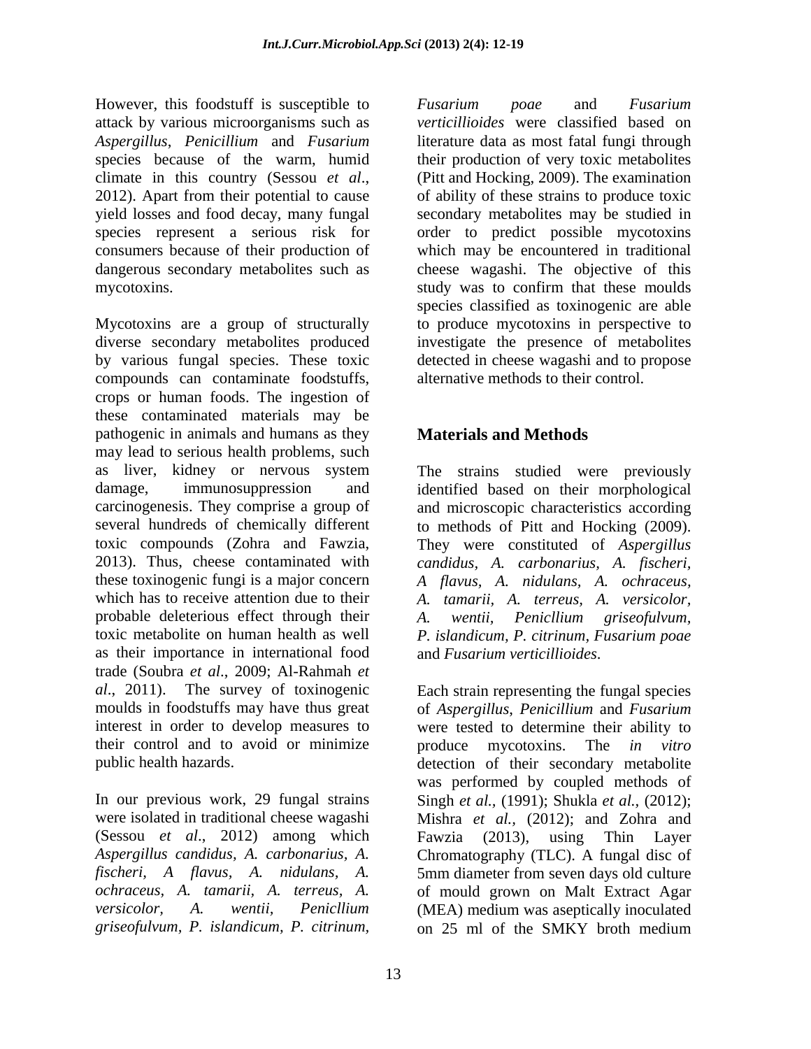However, this foodstuff is susceptible to attack by various microorganisms such as *Aspergillus*, *Penicillium* and *Fusarium* species because of the warm, humid climate in this country (Sessou *et al*., 2012). Apart from their potential to cause yield losses and food decay, many fungal species represent a serious risk for consumers because of their production of dangerous secondary metabolites such as mycotoxins.

Mycotoxins are a group of structurally diverse secondary metabolites produced by various fungal species. These toxic compounds can contaminate foodstuffs, crops or human foods. The ingestion of these contaminated materials may be pathogenic in animals and humans as they may lead to serious health problems, such as liver, kidney or nervous system damage, immunosuppression and carcinogenesis. They comprise a group of several hundreds of chemically different toxic compounds (Zohra and Fawzia, 2013). Thus, cheese contaminated with these toxinogenic fungi is a major concern which has to receive attention due to their probable deleterious effect through their toxic metabolite on human health as well as their importance in international food trade (Soubra *et al*., 2009; Al-Rahmah *et al*., 2011). The survey of toxinogenic moulds in foodstuffs may have thus great interest in order to develop measures to their control and to avoid or minimize public health hazards.

In our previous work, 29 fungal strains were isolated in traditional cheese wagashi (Sessou *et al*., 2012) among which *Aspergillus candidus, A. carbonarius, A. fischeri, A flavus, A. nidulans, A. ochraceus, A. tamarii, A. terreus, A. versicolor, A. wentii, Penicllium griseofulvum, P. islandicum, P. citrinum, Fusarium poae* and *Fusarium verticillioides* were classified based on literature data as most fatal fungi through their production of very toxic metabolites (Pitt and Hocking, 2009). The examination of ability of these strains to produce toxic secondary metabolites may be studied in order to predict possible mycotoxins which may be encountered in traditional cheese wagashi. The objective of this study was to confirm that these moulds species classified as toxinogenic are able to produce mycotoxins in perspective to investigate the presence of metabolites detected in cheese wagashi and to propose alternative methods to their control.

## Materials and Methods

The strains studied were previously identified based on their morphological and microscopic characteristics according to methods of Pitt and Hocking (2009). They were constituted of *Aspergillus candidus, A. carbonarius, A. fischeri, A flavus, A. nidulans, A. ochraceus, A. tamarii, A. terreus, A. versicolor, A. wentii, Penicllium griseofulvum, P. islandicum, P. citrinum, Fusarium poae* and *Fusarium verticillioides*.

Each strain representing the fungal species of *Aspergillus*, *Penicillium* and *Fusarium* were tested to determine their ability to produce mycotoxins. The *in vitro* detection of their secondary metabolite was performed by coupled methods of Singh *et al.*, (1991); Shukla *et al.*, (2012); Mishra *et al.*, (2012); and Zohra and Fawzia (2013), using Thin Layer Chromatography (TLC). A fungal disc of 5mm diameter from seven days old culture of mould grown on Malt Extract Agar (MEA) medium was aseptically inoculated on 25 ml of the SMKY broth medium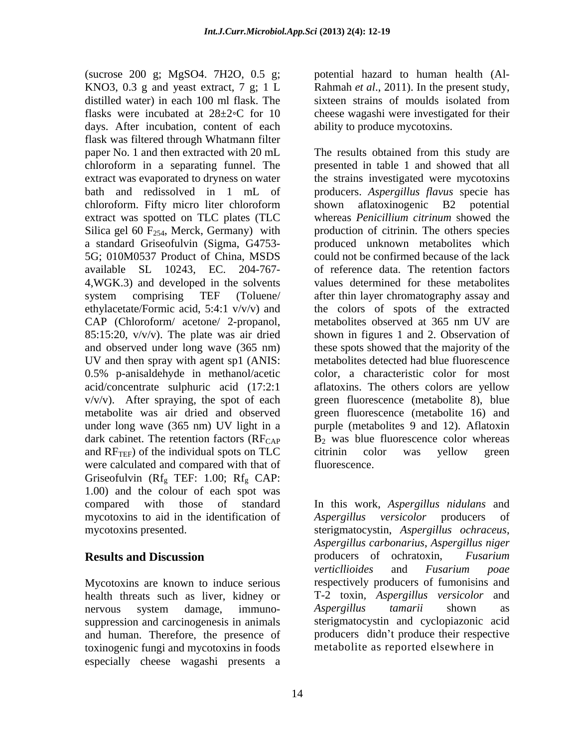(sucrose 200 g; MgSO4. 7H2O, 0.5 g; KNO3, 0.3 g and yeast extract, 7 g; 1 L distilled water) in each 100 ml flask. The flasks were incubated at 28±2◦C for 10 days. After incubation, content of each flask was filtered through Whatmann filter paper No. 1 and then extracted with 20 mL chloroform in a separating funnel. The extract was evaporated to dryness on water bath and redissolved in 1 mL of chloroform. Fifty micro liter chloroform extract was spotted on TLC plates (TLC Silica gel 60 $F_{254}$, Merck, Germany) with a standard Griseofulvin (Sigma, G4753-5G; 010M0537 Product of China, MSDS available SL 10243, EC. 204-767-4,WGK.3) and developed in the solvents system comprising TEF (Toluene/ ethylacetate/Formic acid, 5:4:1 v/v/v) and CAP (Chloroform/ acetone/ 2-propanol, 85:15:20, v/v/v). The plate was air dried and observed under long wave (365 nm) UV and then spray with agent sp1 (ANIS: 0.5% p-anisaldehyde in methanol/acetic acid/concentrate sulphuric acid (17:2:1 v/v/v). After spraying, the spot of each metabolite was air dried and observed under long wave (365 nm) UV light in a dark cabinet. The retention factors ($RF_{CAP}$ and $RF_{TEF}$) of the individual spots on TLC were calculated and compared with that of Griseofulvin ($Rf_g$ TEF: 1.00; $Rf_g$ CAP: 1.00) and the colour of each spot was compared with those of standard mycotoxins to aid in the identification of mycotoxins presented.

## Results and Discussion

Mycotoxins are known to induce serious health threats such as liver, kidney or nervous system damage, immuno-suppression and carcinogenesis in animals and human. Therefore, the presence of toxinogenic fungi and mycotoxins in foods especially cheese wagashi presents a potential hazard to human health (Al-Rahmah *et al*., 2011). In the present study, sixteen strains of moulds isolated from cheese wagashi were investigated for their ability to produce mycotoxins.

The results obtained from this study are presented in table 1 and showed that all the strains investigated were mycotoxins producers. *Aspergillus flavus* specie has shown aflatoxinogenic B2 potential whereas *Penicillium citrinum* showed the production of citrinin. The others species produced unknown metabolites which could not be confirmed because of the lack of reference data. The retention factors values determined for these metabolites after thin layer chromatography assay and the colors of spots of the extracted metabolites observed at 365 nm UV are shown in figures 1 and 2. Observation of these spots showed that the majority of the metabolites detected had blue fluorescence color, a characteristic color for most aflatoxins. The others colors are yellow green fluorescence (metabolite 8), blue green fluorescence (metabolite 16) and purple (metabolites 9 and 12). Aflatoxin $B_2$ was blue fluorescence color whereas citrinin color was yellow green fluorescence.

In this work, *Aspergillus nidulans* and *Aspergillus versicolor* producers of sterigmatocystin, *Aspergillus ochraceus*, *Aspergillus carbonarius*, *Aspergillus niger* producers of ochratoxin, *Fusarium verticllioides* and *Fusarium poae* respectively producers of fumonisins and T-2 toxin, *Aspergillus versicolor* and *Aspergillus tamarii* shown as sterigmatocystin and cyclopiazonic acid producers didn't produce their respective metabolite as reported elsewhere in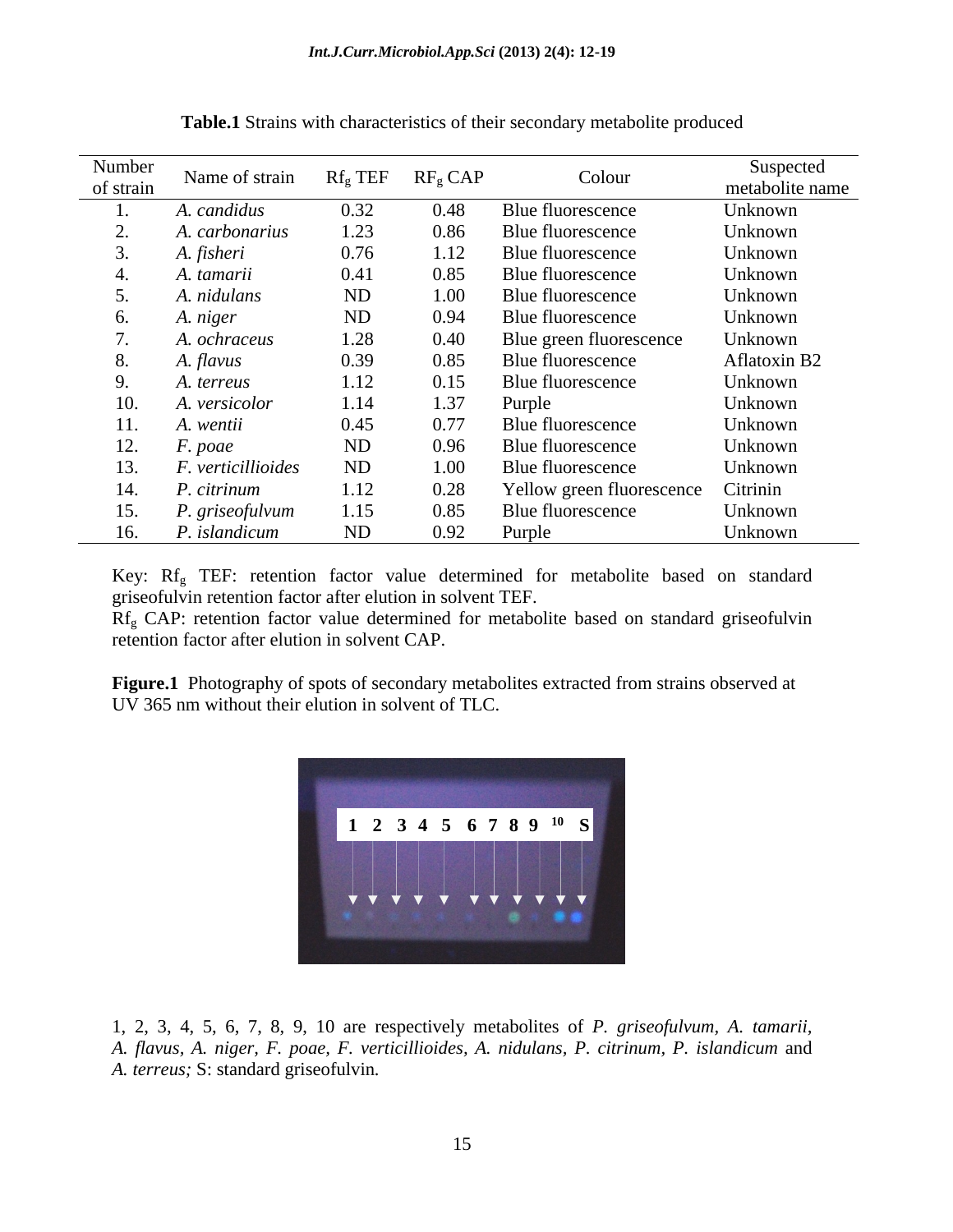**Table.1** Strains with characteristics of their secondary metabolite produced

| Number of strain | Name of strain | $Rf_g$ TEF | $RF_g$ CAP | Colour | Suspected metabolite name |
|---|---|---|---|---|---|
| 1. | *A. candidus* | 0.32 | 0.48 | Blue fluorescence | Unknown |
| 2. | *A. carbonarius* | 1.23 | 0.86 | Blue fluorescence | Unknown |
| 3. | *A. fisheri* | 0.76 | 1.12 | Blue fluorescence | Unknown |
| 4. | *A. tamarii* | 0.41 | 0.85 | Blue fluorescence | Unknown |
| 5. | *A. nidulans* | ND | 1.00 | Blue fluorescence | Unknown |
| 6. | *A. niger* | ND | 0.94 | Blue fluorescence | Unknown |
| 7. | *A. ochraceus* | 1.28 | 0.40 | Blue green fluorescence | Unknown |
| 8. | *A. flavus* | 0.39 | 0.85 | Blue fluorescence | Aflatoxin B2 |
| 9. | *A. terreus* | 1.12 | 0.15 | Blue fluorescence | Unknown |
| 10. | *A. versicolor* | 1.14 | 1.37 | Purple | Unknown |
| 11. | *A. wentii* | 0.45 | 0.77 | Blue fluorescence | Unknown |
| 12. | *F. poae* | ND | 0.96 | Blue fluorescence | Unknown |
| 13. | *F. verticillioides* | ND | 1.00 | Blue fluorescence | Unknown |
| 14. | *P. citrinum* | 1.12 | 0.28 | Yellow green fluorescence | Citrinin |
| 15. | *P. griseofulvum* | 1.15 | 0.85 | Blue fluorescence | Unknown |
| 16. | *P. islandicum* | ND | 0.92 | Purple | Unknown |

Key: $Rf_g$ TEF: retention factor value determined for metabolite based on standard griseofulvin retention factor after elution in solvent TEF.
$Rf_g$ CAP: retention factor value determined for metabolite based on standard griseofulvin retention factor after elution in solvent CAP.

**Figure.1** Photography of spots of secondary metabolites extracted from strains observed at UV 365 nm without their elution in solvent of TLC.

1, 2, 3, 4, 5, 6, 7, 8, 9, 10 are respectively metabolites of *P. griseofulvum*, *A. tamarii*, *A. flavus*, *A. niger*, *F. poae*, *F. verticillioides*, *A. nidulans*, *P. citrinum*, *P. islandicum* and *A. terreus;* S: standard griseofulvin.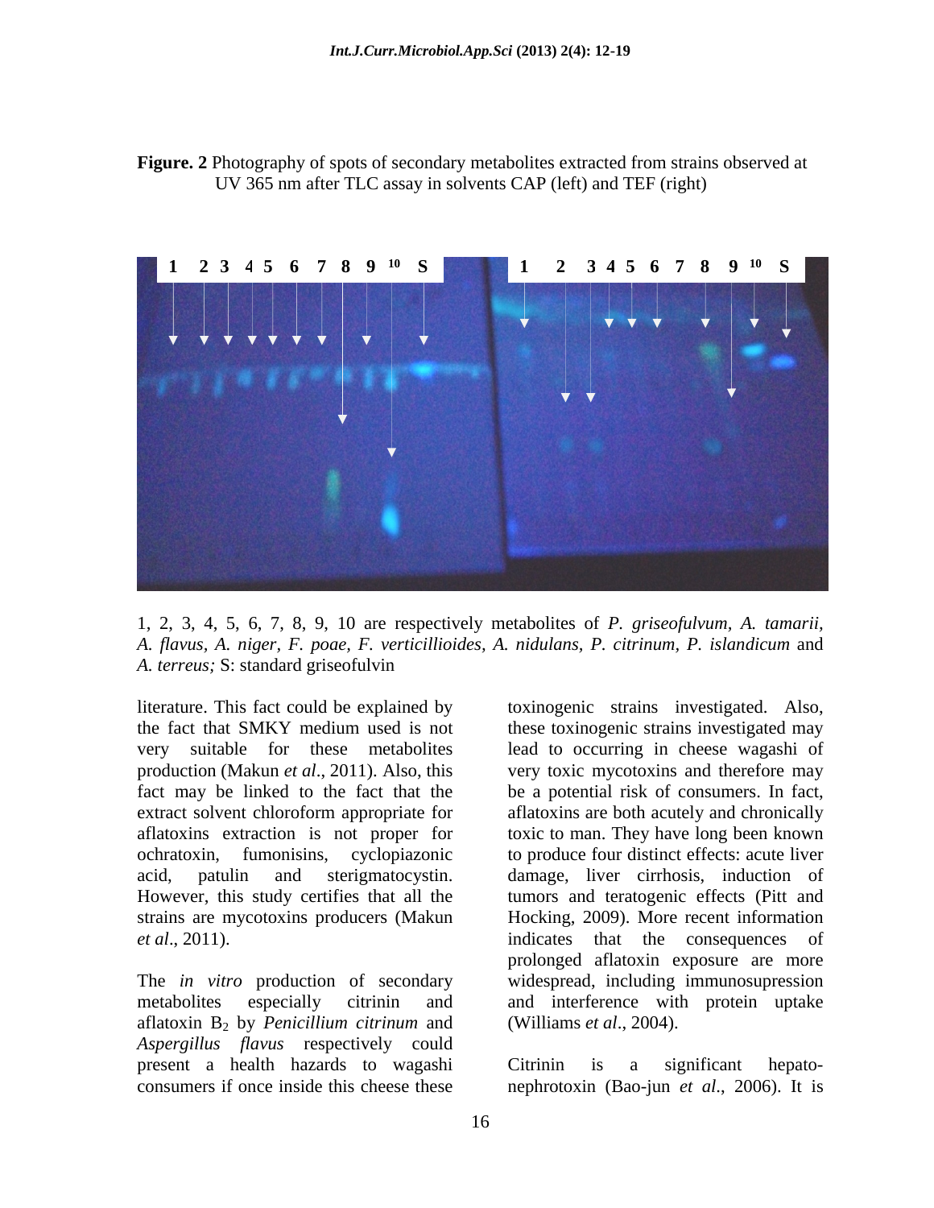**Figure. 2** Photography of spots of secondary metabolites extracted from strains observed at UV 365 nm after TLC assay in solvents CAP (left) and TEF (right)

1, 2, 3, 4, 5, 6, 7, 8, 9, 10 are respectively metabolites of *P. griseofulvum*, *A. tamarii*, *A. flavus*, *A. niger*, *F. poae*, *F. verticillioides*, *A. nidulans*, *P. citrinum*, *P. islandicum* and *A. terreus;* S: standard griseofulvin

literature. This fact could be explained by the fact that SMKY medium used is not very suitable for these metabolites production (Makun *et al*., 2011). Also, this fact may be linked to the fact that the extract solvent chloroform appropriate for aflatoxins extraction is not proper for ochratoxin, fumonisins, cyclopiazonic acid, patulin and sterigmatocystin. However, this study certifies that all the strains are mycotoxins producers (Makun *et al*., 2011).

The *in vitro* production of secondary metabolites especially citrinin and aflatoxin $B_2$ by *Penicillium citrinum* and *Aspergillus flavus* respectively could present a health hazards to wagashi consumers if once inside this cheese these toxinogenic strains investigated. Also, these toxinogenic strains investigated may lead to occurring in cheese wagashi of very toxic mycotoxins and therefore may be a potential risk of consumers. In fact, aflatoxins are both acutely and chronically toxic to man. They have long been known to produce four distinct effects: acute liver damage, liver cirrhosis, induction of tumors and teratogenic effects (Pitt and Hocking, 2009). More recent information indicates that the consequences of prolonged aflatoxin exposure are more widespread, including immunosupression and interference with protein uptake (Williams *et al*., 2004).

Citrinin is a significant hepato-nephrotoxin (Bao-jun *et al*., 2006). It is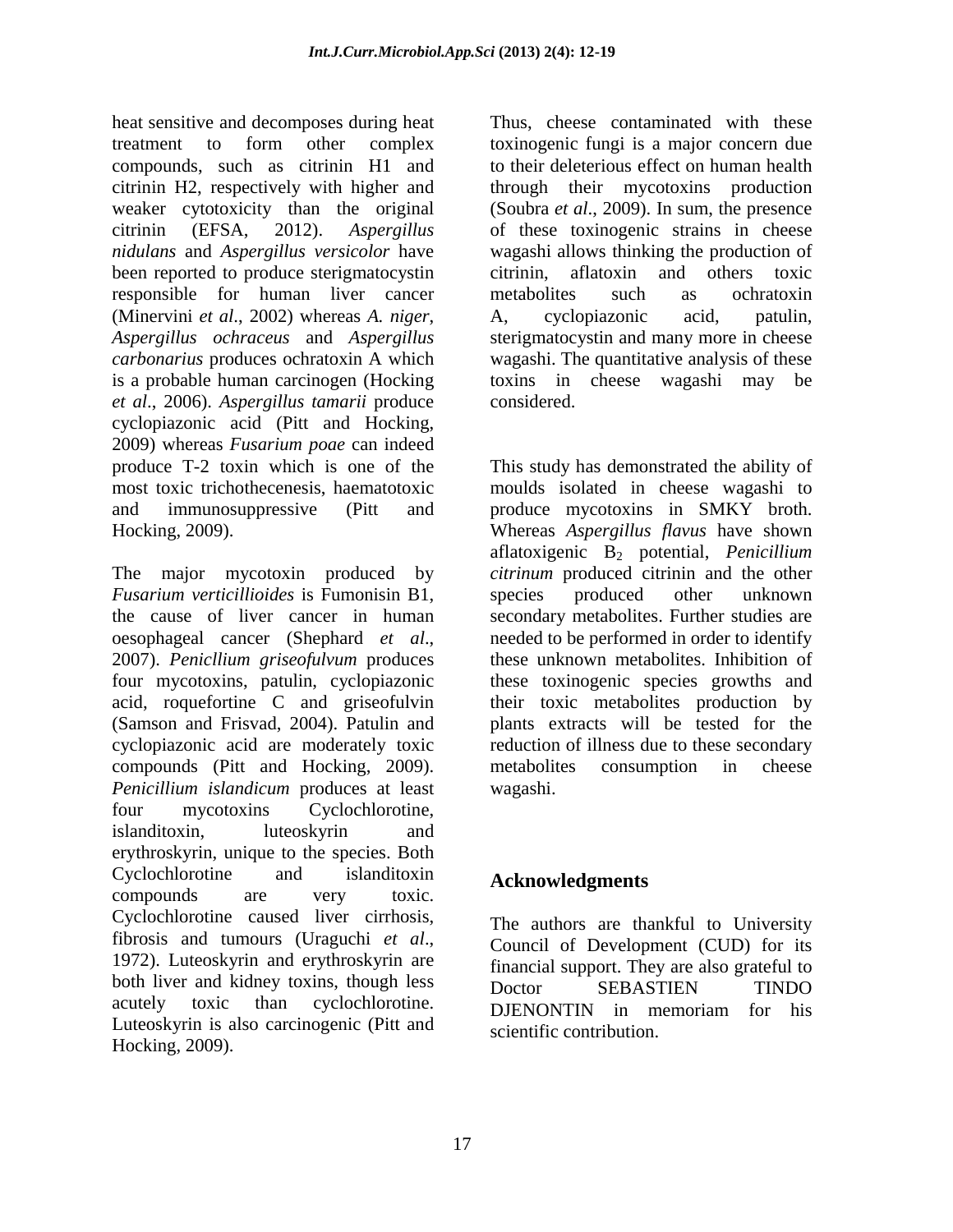heat sensitive and decomposes during heat treatment to form other complex compounds, such as citrinin H1 and citrinin H2, respectively with higher and weaker cytotoxicity than the original citrinin (EFSA, 2012). *Aspergillus nidulans* and *Aspergillus versicolor* have been reported to produce sterigmatocystin responsible for human liver cancer (Minervini *et al*., 2002) whereas *A. niger*, *Aspergillus ochraceus* and *Aspergillus carbonarius* produces ochratoxin A which is a probable human carcinogen (Hocking *et al*., 2006). *Aspergillus tamarii* produce cyclopiazonic acid (Pitt and Hocking, 2009) whereas *Fusarium poae* can indeed produce T-2 toxin which is one of the most toxic trichothecenesis, haematotoxic and immunosuppressive (Pitt and Hocking, 2009).

The major mycotoxin produced by *Fusarium verticillioides* is Fumonisin B1, the cause of liver cancer in human oesophageal cancer (Shephard *et al*., 2007). *Penicllium griseofulvum* produces four mycotoxins, patulin, cyclopiazonic acid, roquefortine C and griseofulvin (Samson and Frisvad, 2004). Patulin and cyclopiazonic acid are moderately toxic compounds (Pitt and Hocking, 2009). *Penicillium islandicum* produces at least four mycotoxins Cyclochlorotine, islanditoxin, luteoskyrin and erythroskyrin, unique to the species. Both Cyclochlorotine and islanditoxin compounds are very toxic. Cyclochlorotine caused liver cirrhosis, fibrosis and tumours (Uraguchi *et al*., 1972). Luteoskyrin and erythroskyrin are both liver and kidney toxins, though less acutely toxic than cyclochlorotine. Luteoskyrin is also carcinogenic (Pitt and Hocking, 2009).

Thus, cheese contaminated with these toxinogenic fungi is a major concern due to their deleterious effect on human health through their mycotoxins production (Soubra *et al*., 2009). In sum, the presence of these toxinogenic strains in cheese wagashi allows thinking the production of citrinin, aflatoxin and others toxic metabolites such as ochratoxin A, cyclopiazonic acid, patulin, sterigmatocystin and many more in cheese wagashi. The quantitative analysis of these toxins in cheese wagashi may be considered.

This study has demonstrated the ability of moulds isolated in cheese wagashi to produce mycotoxins in SMKY broth. Whereas *Aspergillus flavus* have shown aflatoxigenic $B_2$ potential, *Penicillium citrinum* produced citrinin and the other species produced other unknown secondary metabolites. Further studies are needed to be performed in order to identify these unknown metabolites. Inhibition of these toxinogenic species growths and their toxic metabolites production by plants extracts will be tested for the reduction of illness due to these secondary metabolites consumption in cheese wagashi.

## Acknowledgments

The authors are thankful to University Council of Development (CUD) for its financial support. They are also grateful to Doctor SEBASTIEN TINDO DJENONTIN in memoriam for his scientific contribution.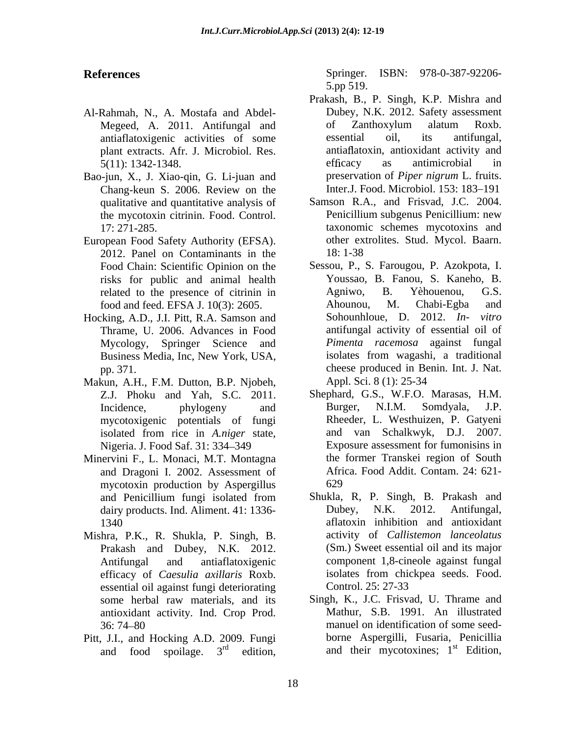## References

Al-Rahmah, N., A. Mostafa and Abdel-Megeed, A. 2011. Antifungal and antiaflatoxigenic activities of some plant extracts. Afr. J. Microbiol. Res. 5(11): 1342-1348.

Bao-jun, X., J. Xiao-qin, G. Li-juan and Chang-keun S. 2006. Review on the qualitative and quantitative analysis of the mycotoxin citrinin. Food. Control. 17: 271-285.

European Food Safety Authority (EFSA). 2012. Panel on Contaminants in the Food Chain: Scientific Opinion on the risks for public and animal health related to the presence of citrinin in food and feed. EFSA J. 10(3): 2605.

Hocking, A.D., J.I. Pitt, R.A. Samson and Thrame, U. 2006. Advances in Food Mycology, Springer Science and Business Media, Inc, New York, USA, pp. 371.

Makun, A.H., F.M. Dutton, B.P. Njobeh, Z.J. Phoku and Yah, S.C. 2011. Incidence, phylogeny and mycotoxigenic potentials of fungi isolated from rice in *A.niger* state, Nigeria. J. Food Saf. 31: 334–349

Minervini F., L. Monaci, M.T. Montagna and Dragoni I. 2002. Assessment of mycotoxin production by Aspergillus and Penicillium fungi isolated from dairy products. Ind. Aliment. 41: 1336-1340

Mishra, P.K., R. Shukla, P. Singh, B. Prakash and Dubey, N.K. 2012. Antifungal and antiaflatoxigenic efficacy of *Caesulia axillaris* Roxb. essential oil against fungi deteriorating some herbal raw materials, and its antioxidant activity. Ind. Crop Prod. 36: 74–80

Pitt, J.I., and Hocking A.D. 2009. Fungi and food spoilage. 3rd edition, Springer. ISBN: 978-0-387-92206-5.pp 519.

Prakash, B., P. Singh, K.P. Mishra and Dubey, N.K. 2012. Safety assessment of Zanthoxylum alatum Roxb. essential oil, its antifungal, antiaflatoxin, antioxidant activity and efficacy as antimicrobial in preservation of *Piper nigrum* L. fruits. Inter.J. Food. Microbiol. 153: 183–191

Samson R.A., and Frisvad, J.C. 2004. Penicillium subgenus Penicillium: new taxonomic schemes mycotoxins and other extrolites. Stud. Mycol. Baarn. 18: 1-38

Sessou, P., S. Farougou, P. Azokpota, I. Youssao, B. Fanou, S. Kaneho, B. Agniwo, B. Yèhouenou, G.S. Ahounou, M. Chabi-Egba and Sohounhloue, D. 2012. *In- vitro* antifungal activity of essential oil of *Pimenta racemosa* against fungal isolates from wagashi, a traditional cheese produced in Benin. Int. J. Nat. Appl. Sci. 8 (1): 25-34

Shephard, G.S., W.F.O. Marasas, H.M. Burger, N.I.M. Somdyala, J.P. Rheeder, L. Westhuizen, P. Gatyeni and van Schalkwyk, D.J. 2007. Exposure assessment for fumonisins in the former Transkei region of South Africa. Food Addit. Contam. 24: 621-629

Shukla, R, P. Singh, B. Prakash and Dubey, N.K. 2012. Antifungal, aflatoxin inhibition and antioxidant activity of *Callistemon lanceolatus* (Sm.) Sweet essential oil and its major component 1,8-cineole against fungal isolates from chickpea seeds. Food. Control. 25: 27-33

Singh, K., J.C. Frisvad, U. Thrame and Mathur, S.B. 1991. An illustrated manuel on identification of some seed-borne Aspergilli, Fusaria, Penicillia and their mycotoxines; 1st Edition,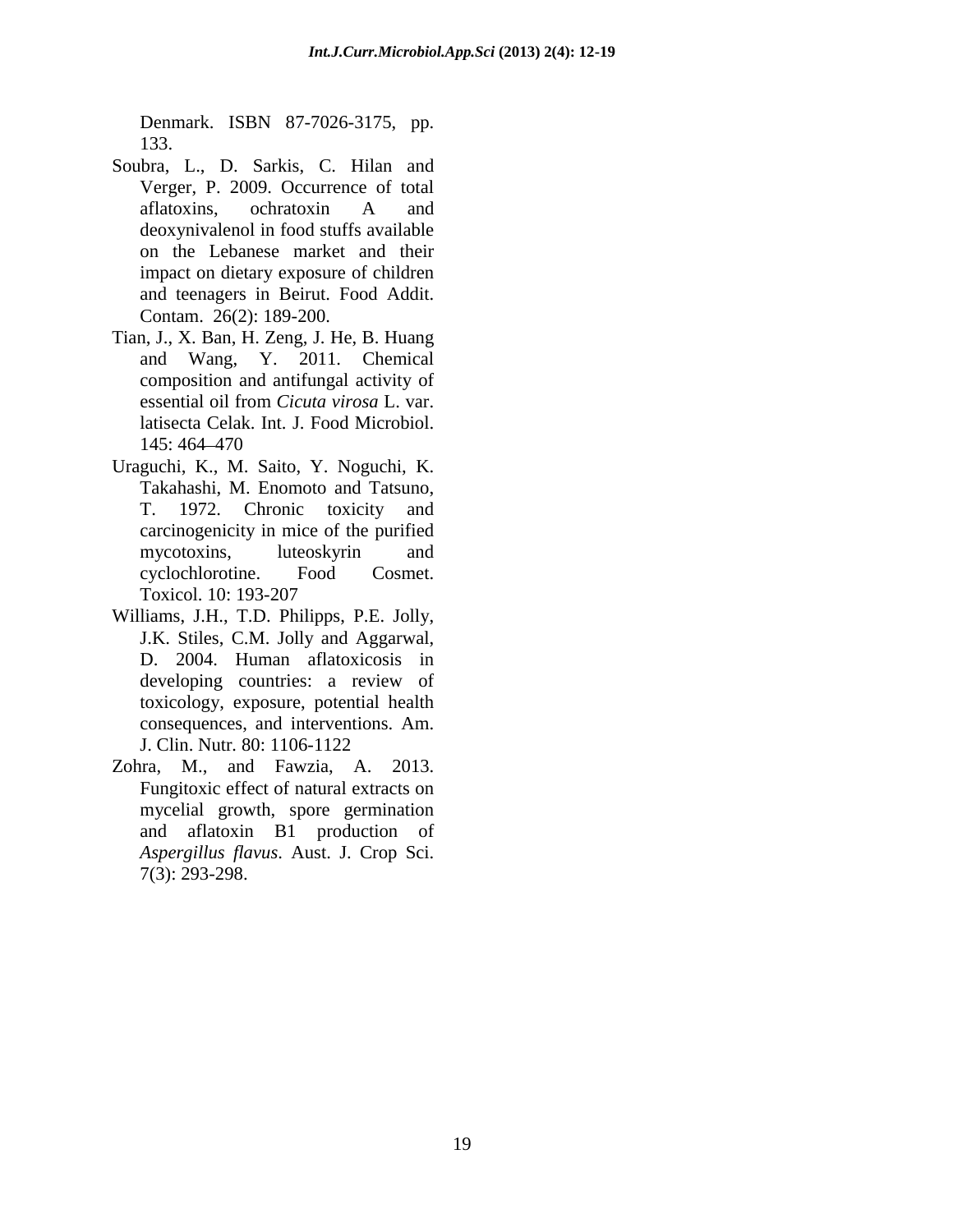Denmark. ISBN 87-7026-3175, pp. 133.

Soubra, L., D. Sarkis, C. Hilan and Verger, P. 2009. Occurrence of total aflatoxins, ochratoxin A and deoxynivalenol in food stuffs available on the Lebanese market and their impact on dietary exposure of children and teenagers in Beirut. Food Addit. Contam. 26(2): 189-200.

Tian, J., X. Ban, H. Zeng, J. He, B. Huang and Wang, Y. 2011. Chemical composition and antifungal activity of essential oil from *Cicuta virosa* L. var. latisecta Celak. Int. J. Food Microbiol. 145: 464–470

Uraguchi, K., M. Saito, Y. Noguchi, K. Takahashi, M. Enomoto and Tatsuno, T. 1972. Chronic toxicity and carcinogenicity in mice of the purified mycotoxins, luteoskyrin and cyclochlorotine. Food Cosmet. Toxicol. 10: 193-207

Williams, J.H., T.D. Philipps, P.E. Jolly, J.K. Stiles, C.M. Jolly and Aggarwal, D. 2004. Human aflatoxicosis in developing countries: a review of toxicology, exposure, potential health consequences, and interventions. Am. J. Clin. Nutr. 80: 1106-1122

Zohra, M., and Fawzia, A. 2013. Fungitoxic effect of natural extracts on mycelial growth, spore germination and aflatoxin B1 production of *Aspergillus flavus*. Aust. J. Crop Sci. 7(3): 293-298.